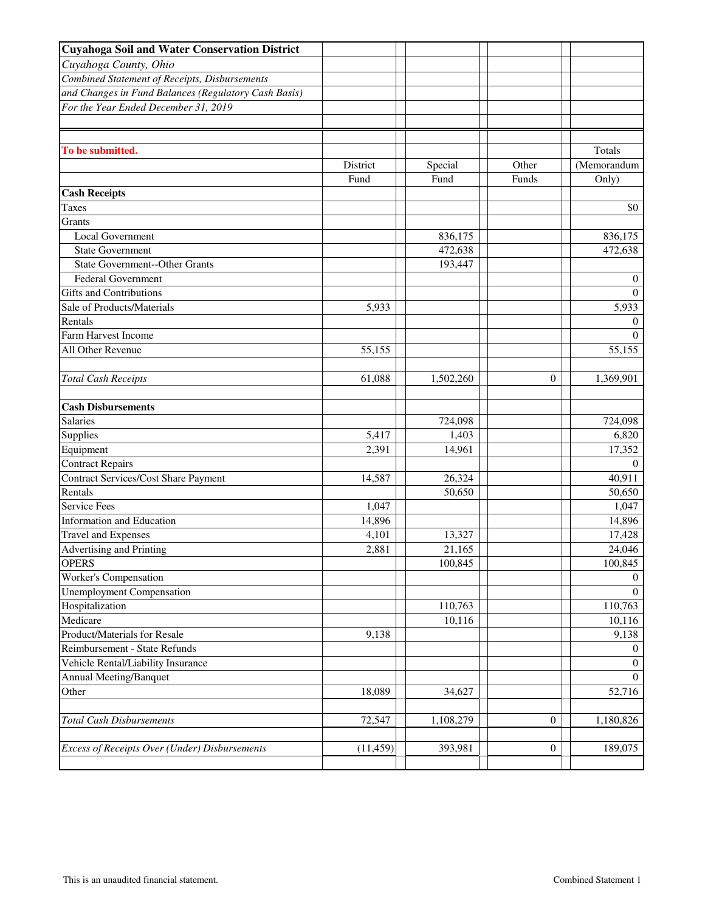**Cuyahoga Soil and Water Conservation District**

*Cuyahoga County, Ohio*

*Combined Statement of Receipts, Disbursements and Changes in Fund Balances (Regulatory Cash Basis)*

*For the Year Ended December 31, 2019*

**To be submitted.**

| | District Fund | Special Fund | Other Funds | Totals (Memorandum Only) |
|---|---|---|---|---|
| **Cash Receipts** | | | | |
| Taxes | | | | $0 |
| Grants | | | | |
| Local Government | | 836,175 | | 836,175 |
| State Government | | 472,638 | | 472,638 |
| State Government--Other Grants | | 193,447 | | |
| Federal Government | | | | 0 |
| Gifts and Contributions | | | | 0 |
| Sale of Products/Materials | 5,933 | | | 5,933 |
| Rentals | | | | 0 |
| Farm Harvest Income | | | | 0 |
| All Other Revenue | 55,155 | | | 55,155 |
| *Total Cash Receipts* | 61,088 | 1,502,260 | 0 | 1,369,901 |
| **Cash Disbursements** | | | | |
| Salaries | | 724,098 | | 724,098 |
| Supplies | 5,417 | 1,403 | | 6,820 |
| Equipment | 2,391 | 14,961 | | 17,352 |
| Contract Repairs | | | | 0 |
| Contract Services/Cost Share Payment | 14,587 | 26,324 | | 40,911 |
| Rentals | | 50,650 | | 50,650 |
| Service Fees | 1,047 | | | 1,047 |
| Information and Education | 14,896 | | | 14,896 |
| Travel and Expenses | 4,101 | 13,327 | | 17,428 |
| Advertising and Printing | 2,881 | 21,165 | | 24,046 |
| OPERS | | 100,845 | | 100,845 |
| Worker's Compensation | | | | 0 |
| Unemployment Compensation | | | | 0 |
| Hospitalization | | 110,763 | | 110,763 |
| Medicare | | 10,116 | | 10,116 |
| Product/Materials for Resale | 9,138 | | | 9,138 |
| Reimbursement - State Refunds | | | | 0 |
| Vehicle Rental/Liability Insurance | | | | 0 |
| Annual Meeting/Banquet | | | | 0 |
| Other | 18,089 | 34,627 | | 52,716 |
| *Total Cash Disbursements* | 72,547 | 1,108,279 | 0 | 1,180,826 |
| *Excess of Receipts Over (Under) Disbursements* | (11,459) | 393,981 | 0 | 189,075 |

This is an unaudited financial statement.

Combined Statement 1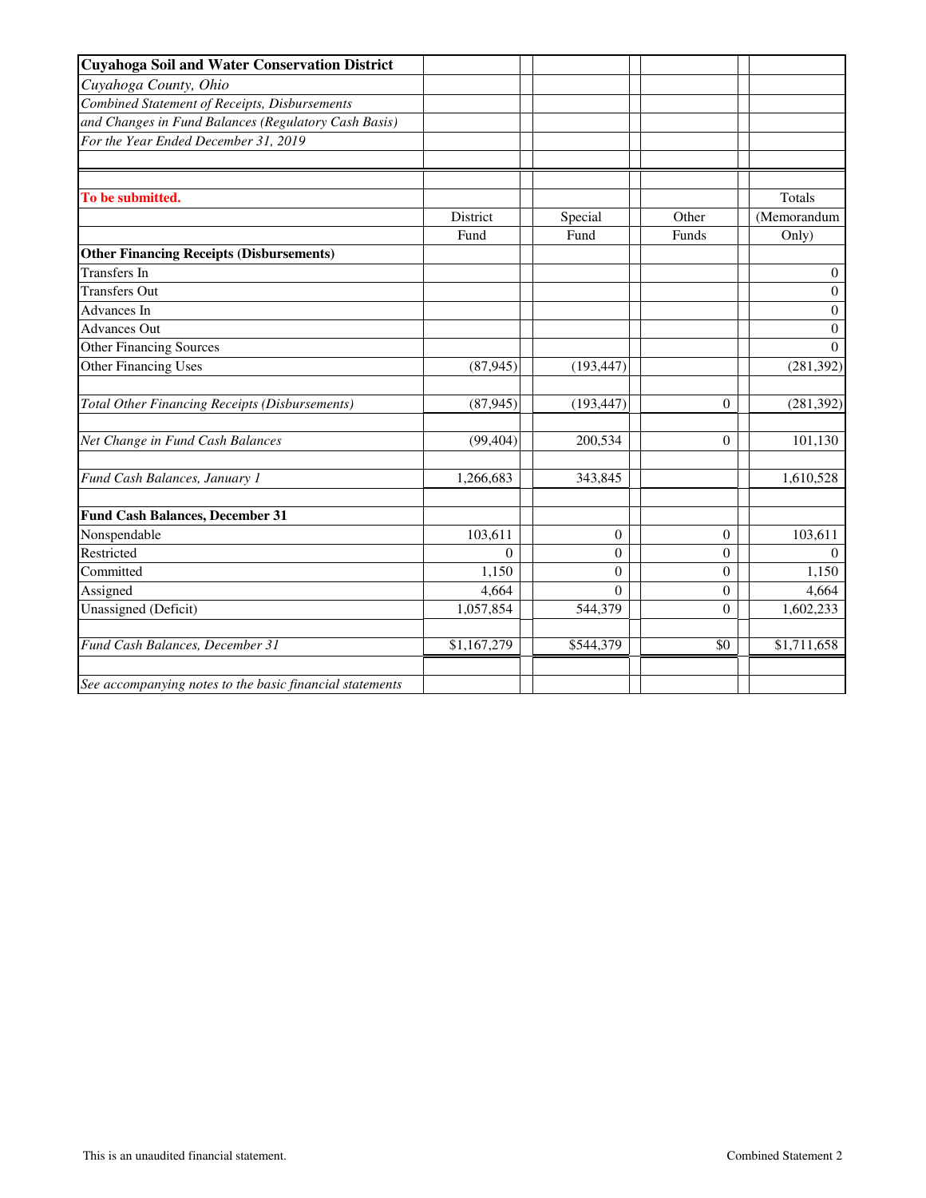**Cuyahoga Soil and Water Conservation District**

*Cuyahoga County, Ohio*

*Combined Statement of Receipts, Disbursements*

*and Changes in Fund Balances (Regulatory Cash Basis)*

*For the Year Ended December 31, 2019*

**To be submitted.**

| | District Fund | Special Fund | Other Funds | Totals (Memorandum Only) |
|---|---|---|---|---|
| **Other Financing Receipts (Disbursements)** | | | | |
| Transfers In | | | | 0 |
| Transfers Out | | | | 0 |
| Advances In | | | | 0 |
| Advances Out | | | | 0 |
| Other Financing Sources | | | | 0 |
| Other Financing Uses | (87,945) | (193,447) | | (281,392) |
| *Total Other Financing Receipts (Disbursements)* | (87,945) | (193,447) | 0 | (281,392) |
| *Net Change in Fund Cash Balances* | (99,404) | 200,534 | 0 | 101,130 |
| *Fund Cash Balances, January 1* | 1,266,683 | 343,845 | | 1,610,528 |
| **Fund Cash Balances, December 31** | | | | |
| Nonspendable | 103,611 | 0 | 0 | 103,611 |
| Restricted | 0 | 0 | 0 | 0 |
| Committed | 1,150 | 0 | 0 | 1,150 |
| Assigned | 4,664 | 0 | 0 | 4,664 |
| Unassigned (Deficit) | 1,057,854 | 544,379 | 0 | 1,602,233 |
| *Fund Cash Balances, December 31* | $1,167,279 | $544,379 | $0 | $1,711,658 |

*See accompanying notes to the basic financial statements*

This is an unaudited financial statement.

Combined Statement 2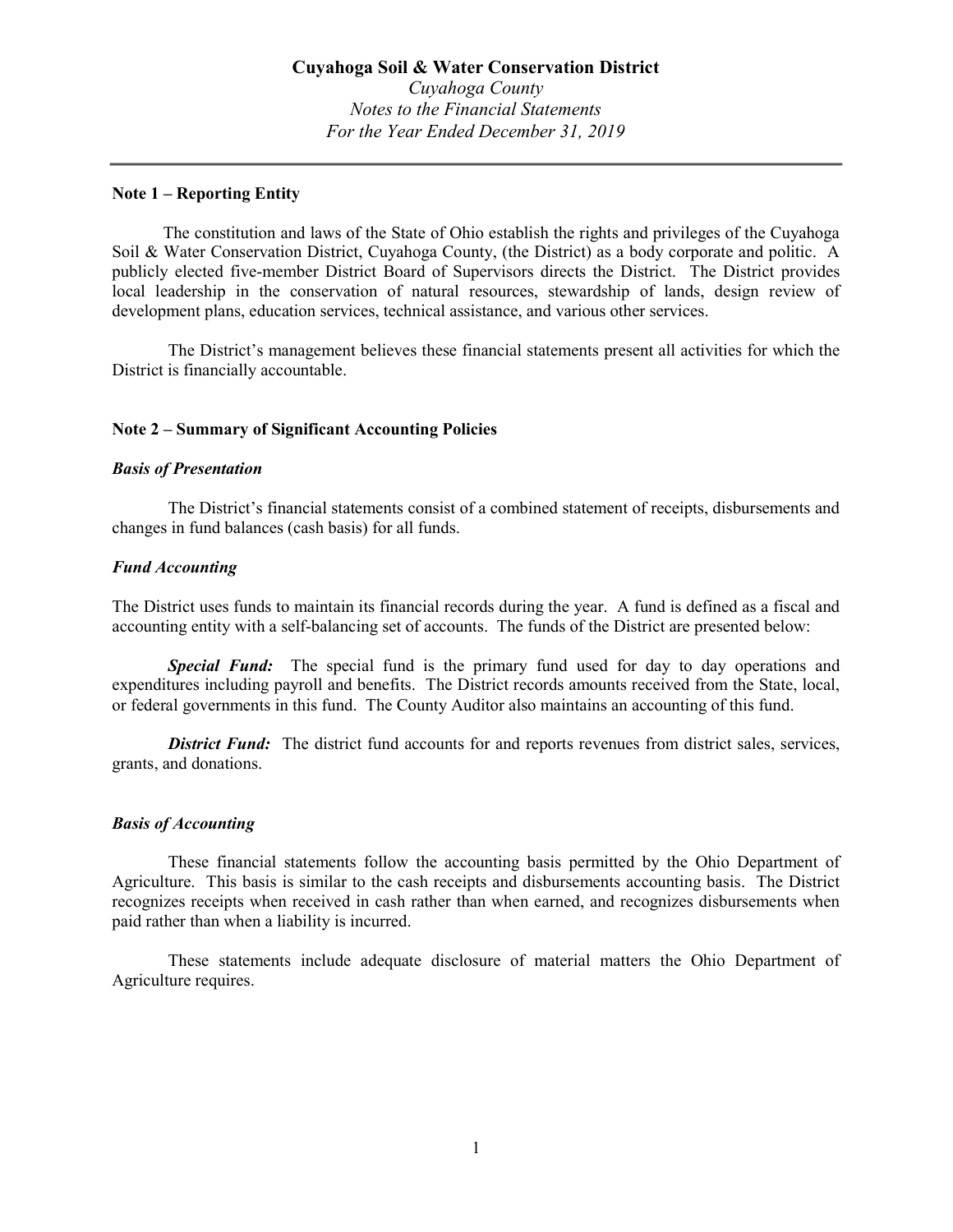**Cuyahoga Soil & Water Conservation District**

*Cuyahoga County*

*Notes to the Financial Statements*

*For the Year Ended December 31, 2019*

## Note 1 – Reporting Entity

The constitution and laws of the State of Ohio establish the rights and privileges of the Cuyahoga Soil & Water Conservation District, Cuyahoga County, (the District) as a body corporate and politic. A publicly elected five-member District Board of Supervisors directs the District. The District provides local leadership in the conservation of natural resources, stewardship of lands, design review of development plans, education services, technical assistance, and various other services.

The District's management believes these financial statements present all activities for which the District is financially accountable.

## Note 2 – Summary of Significant Accounting Policies

### *Basis of Presentation*

The District's financial statements consist of a combined statement of receipts, disbursements and changes in fund balances (cash basis) for all funds.

### *Fund Accounting*

The District uses funds to maintain its financial records during the year. A fund is defined as a fiscal and accounting entity with a self-balancing set of accounts. The funds of the District are presented below:

***Special Fund:*** The special fund is the primary fund used for day to day operations and expenditures including payroll and benefits. The District records amounts received from the State, local, or federal governments in this fund. The County Auditor also maintains an accounting of this fund.

***District Fund:*** The district fund accounts for and reports revenues from district sales, services, grants, and donations.

### *Basis of Accounting*

These financial statements follow the accounting basis permitted by the Ohio Department of Agriculture. This basis is similar to the cash receipts and disbursements accounting basis. The District recognizes receipts when received in cash rather than when earned, and recognizes disbursements when paid rather than when a liability is incurred.

These statements include adequate disclosure of material matters the Ohio Department of Agriculture requires.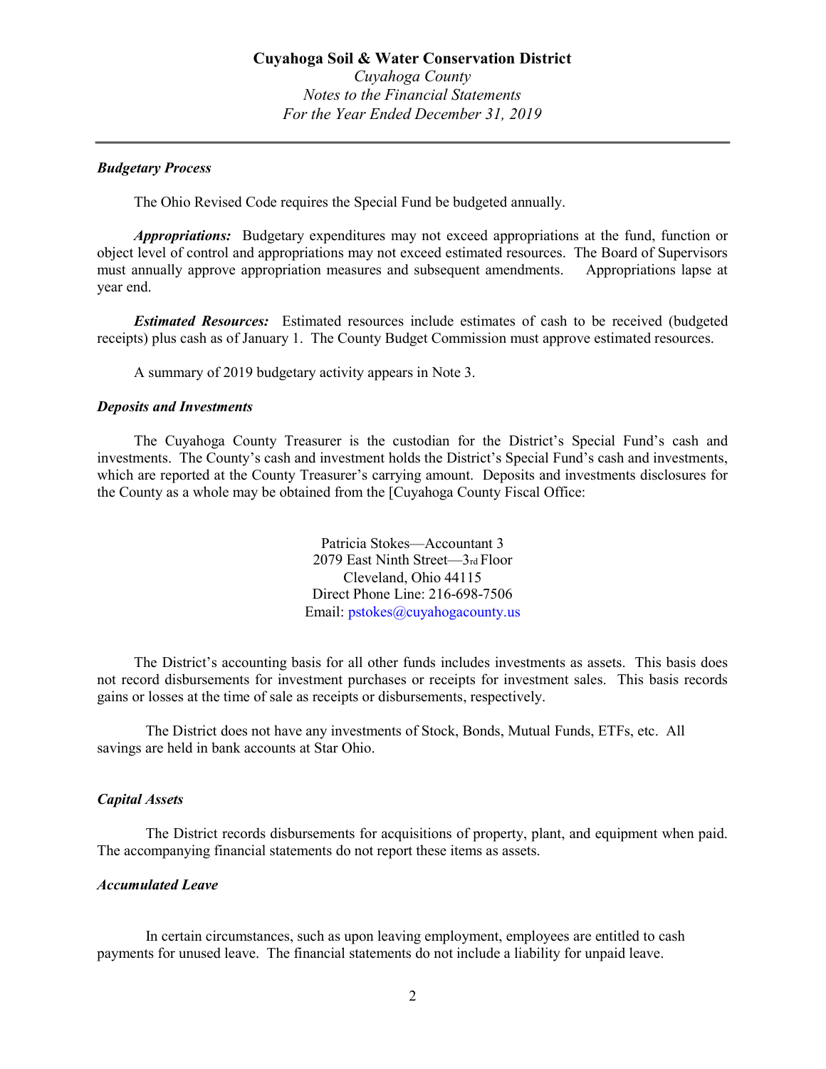# Cuyahoga Soil & Water Conservation District

*Cuyahoga County*
*Notes to the Financial Statements*
*For the Year Ended December 31, 2019*

---

***Budgetary Process***

The Ohio Revised Code requires the Special Fund be budgeted annually.

***Appropriations:*** Budgetary expenditures may not exceed appropriations at the fund, function or object level of control and appropriations may not exceed estimated resources. The Board of Supervisors must annually approve appropriation measures and subsequent amendments. Appropriations lapse at year end.

***Estimated Resources:*** Estimated resources include estimates of cash to be received (budgeted receipts) plus cash as of January 1. The County Budget Commission must approve estimated resources.

A summary of 2019 budgetary activity appears in Note 3.

***Deposits and Investments***

The Cuyahoga County Treasurer is the custodian for the District's Special Fund's cash and investments. The County's cash and investment holds the District's Special Fund's cash and investments, which are reported at the County Treasurer's carrying amount. Deposits and investments disclosures for the County as a whole may be obtained from the [Cuyahoga County Fiscal Office:

Patricia Stokes—Accountant 3
2079 East Ninth Street—3rd Floor
Cleveland, Ohio 44115
Direct Phone Line: 216-698-7506
Email: pstokes@cuyahogacounty.us

The District's accounting basis for all other funds includes investments as assets. This basis does not record disbursements for investment purchases or receipts for investment sales. This basis records gains or losses at the time of sale as receipts or disbursements, respectively.

The District does not have any investments of Stock, Bonds, Mutual Funds, ETFs, etc. All savings are held in bank accounts at Star Ohio.

***Capital Assets***

The District records disbursements for acquisitions of property, plant, and equipment when paid. The accompanying financial statements do not report these items as assets.

***Accumulated Leave***

In certain circumstances, such as upon leaving employment, employees are entitled to cash payments for unused leave. The financial statements do not include a liability for unpaid leave.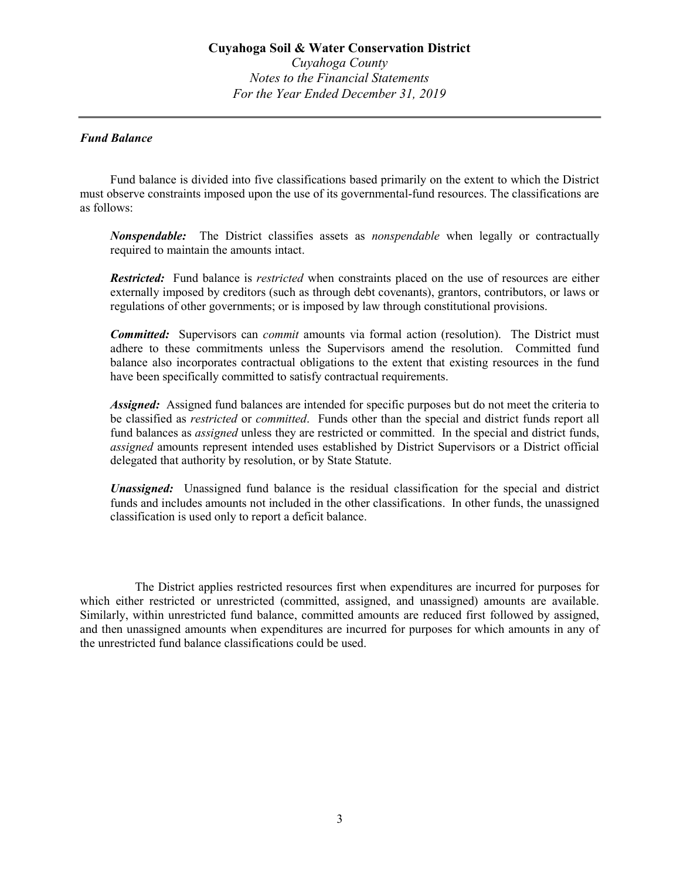### *Fund Balance*

Fund balance is divided into five classifications based primarily on the extent to which the District must observe constraints imposed upon the use of its governmental-fund resources. The classifications are as follows:

***Nonspendable:*** The District classifies assets as *nonspendable* when legally or contractually required to maintain the amounts intact.

***Restricted:*** Fund balance is *restricted* when constraints placed on the use of resources are either externally imposed by creditors (such as through debt covenants), grantors, contributors, or laws or regulations of other governments; or is imposed by law through constitutional provisions.

***Committed:*** Supervisors can *commit* amounts via formal action (resolution). The District must adhere to these commitments unless the Supervisors amend the resolution. Committed fund balance also incorporates contractual obligations to the extent that existing resources in the fund have been specifically committed to satisfy contractual requirements.

***Assigned:*** Assigned fund balances are intended for specific purposes but do not meet the criteria to be classified as *restricted* or *committed*. Funds other than the special and district funds report all fund balances as *assigned* unless they are restricted or committed. In the special and district funds, *assigned* amounts represent intended uses established by District Supervisors or a District official delegated that authority by resolution, or by State Statute.

***Unassigned:*** Unassigned fund balance is the residual classification for the special and district funds and includes amounts not included in the other classifications. In other funds, the unassigned classification is used only to report a deficit balance.

The District applies restricted resources first when expenditures are incurred for purposes for which either restricted or unrestricted (committed, assigned, and unassigned) amounts are available. Similarly, within unrestricted fund balance, committed amounts are reduced first followed by assigned, and then unassigned amounts when expenditures are incurred for purposes for which amounts in any of the unrestricted fund balance classifications could be used.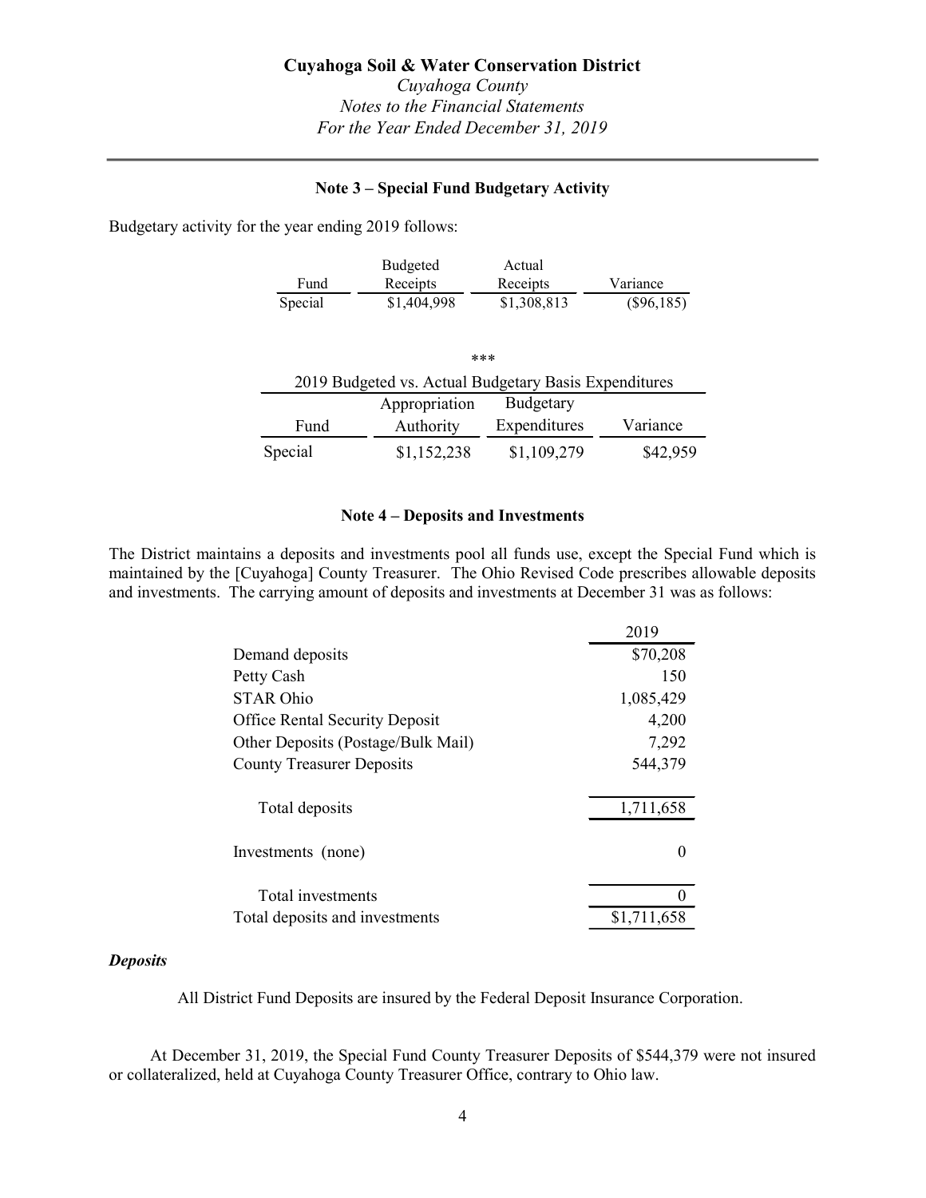### Note 3 – Special Fund Budgetary Activity

Budgetary activity for the year ending 2019 follows:

| Fund | Budgeted Receipts | Actual Receipts | Variance |
|---|---|---|---|
| Special | $1,404,998 | $1,308,813 | ($96,185) |

***

2019 Budgeted vs. Actual Budgetary Basis Expenditures

| Fund | Appropriation Authority | Budgetary Expenditures | Variance |
|---|---|---|---|
| Special | $1,152,238 | $1,109,279 | $42,959 |

### Note 4 – Deposits and Investments

The District maintains a deposits and investments pool all funds use, except the Special Fund which is maintained by the [Cuyahoga] County Treasurer. The Ohio Revised Code prescribes allowable deposits and investments. The carrying amount of deposits and investments at December 31 was as follows:

| | 2019 |
|---|---|
| Demand deposits | $70,208 |
| Petty Cash | 150 |
| STAR Ohio | 1,085,429 |
| Office Rental Security Deposit | 4,200 |
| Other Deposits (Postage/Bulk Mail) | 7,292 |
| County Treasurer Deposits | 544,379 |
| Total deposits | 1,711,658 |
| Investments (none) | 0 |
| Total investments | 0 |
| Total deposits and investments | $1,711,658 |

***Deposits***

All District Fund Deposits are insured by the Federal Deposit Insurance Corporation.

At December 31, 2019, the Special Fund County Treasurer Deposits of $544,379 were not insured or collateralized, held at Cuyahoga County Treasurer Office, contrary to Ohio law.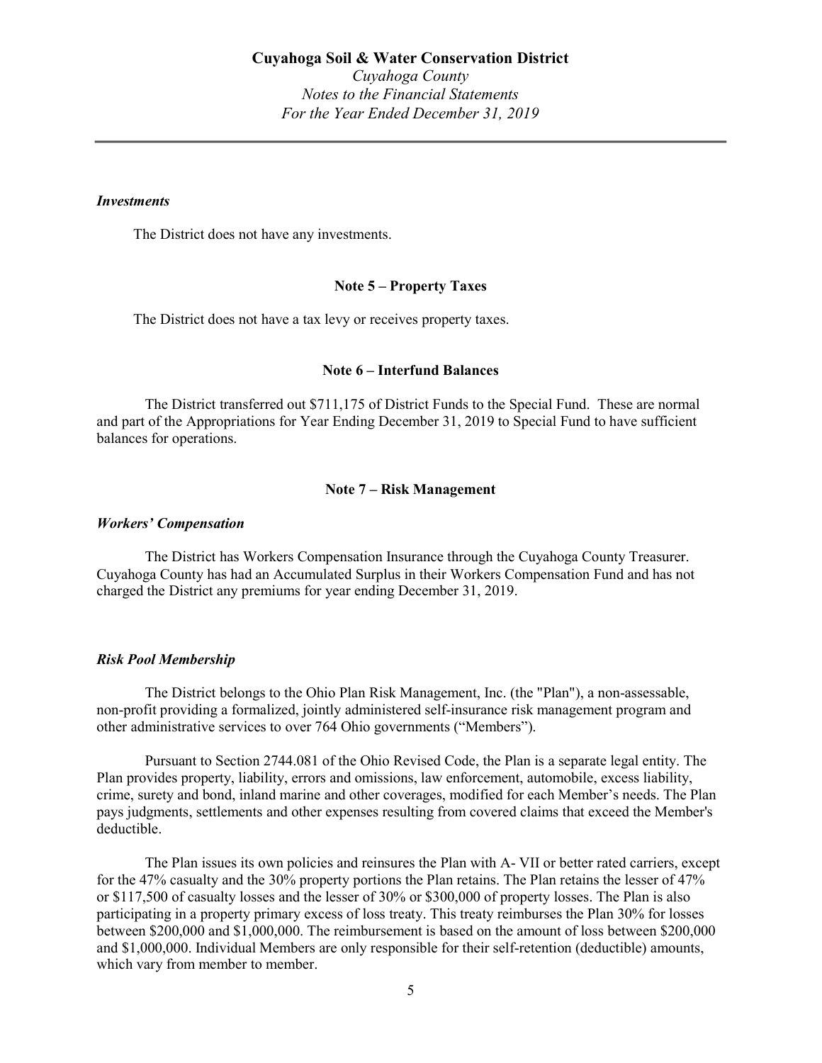### *Investments*

The District does not have any investments.

## Note 5 – Property Taxes

The District does not have a tax levy or receives property taxes.

## Note 6 – Interfund Balances

The District transferred out $711,175 of District Funds to the Special Fund. These are normal and part of the Appropriations for Year Ending December 31, 2019 to Special Fund to have sufficient balances for operations.

## Note 7 – Risk Management

### *Workers' Compensation*

The District has Workers Compensation Insurance through the Cuyahoga County Treasurer. Cuyahoga County has had an Accumulated Surplus in their Workers Compensation Fund and has not charged the District any premiums for year ending December 31, 2019.

### *Risk Pool Membership*

The District belongs to the Ohio Plan Risk Management, Inc. (the "Plan"), a non-assessable, non-profit providing a formalized, jointly administered self-insurance risk management program and other administrative services to over 764 Ohio governments ("Members").

Pursuant to Section 2744.081 of the Ohio Revised Code, the Plan is a separate legal entity. The Plan provides property, liability, errors and omissions, law enforcement, automobile, excess liability, crime, surety and bond, inland marine and other coverages, modified for each Member's needs. The Plan pays judgments, settlements and other expenses resulting from covered claims that exceed the Member's deductible.

The Plan issues its own policies and reinsures the Plan with A- VII or better rated carriers, except for the 47% casualty and the 30% property portions the Plan retains. The Plan retains the lesser of 47% or $117,500 of casualty losses and the lesser of 30% or $300,000 of property losses. The Plan is also participating in a property primary excess of loss treaty. This treaty reimburses the Plan 30% for losses between $200,000 and $1,000,000. The reimbursement is based on the amount of loss between $200,000 and $1,000,000. Individual Members are only responsible for their self-retention (deductible) amounts, which vary from member to member.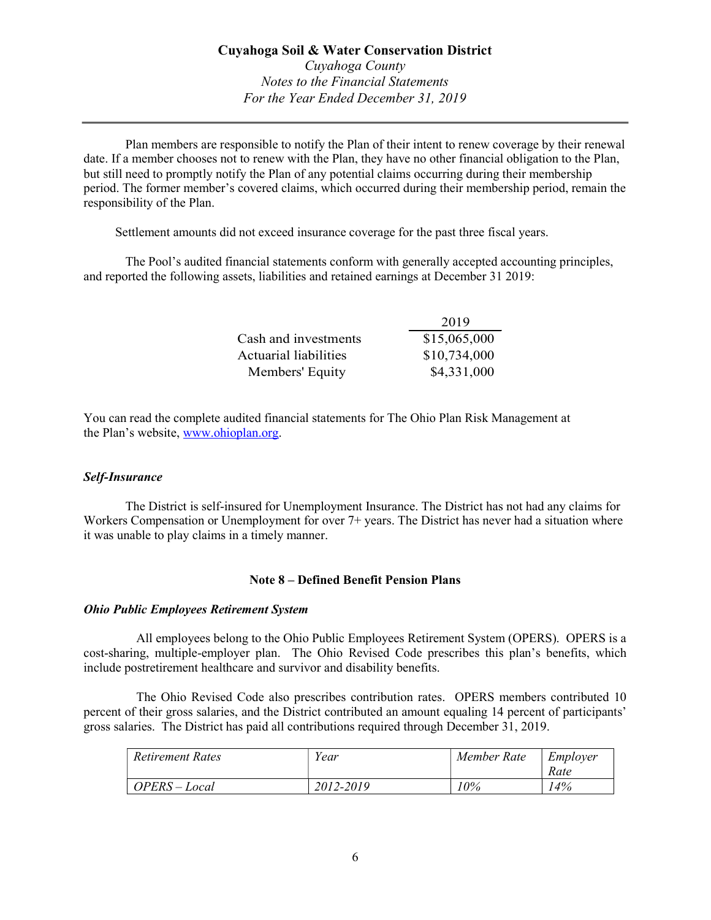Plan members are responsible to notify the Plan of their intent to renew coverage by their renewal date. If a member chooses not to renew with the Plan, they have no other financial obligation to the Plan, but still need to promptly notify the Plan of any potential claims occurring during their membership period. The former member's covered claims, which occurred during their membership period, remain the responsibility of the Plan.

Settlement amounts did not exceed insurance coverage for the past three fiscal years.

The Pool's audited financial statements conform with generally accepted accounting principles, and reported the following assets, liabilities and retained earnings at December 31 2019:

| | 2019 |
|---|---|
| Cash and investments | \$15,065,000 |
| Actuarial liabilities | \$10,734,000 |
| Members' Equity | \$4,331,000 |

You can read the complete audited financial statements for The Ohio Plan Risk Management at the Plan's website, [www.ohioplan.org](http://www.ohioplan.org).

### *Self-Insurance*

The District is self-insured for Unemployment Insurance. The District has not had any claims for Workers Compensation or Unemployment for over 7+ years. The District has never had a situation where it was unable to play claims in a timely manner.

## Note 8 – Defined Benefit Pension Plans

### *Ohio Public Employees Retirement System*

All employees belong to the Ohio Public Employees Retirement System (OPERS). OPERS is a cost-sharing, multiple-employer plan. The Ohio Revised Code prescribes this plan's benefits, which include postretirement healthcare and survivor and disability benefits.

The Ohio Revised Code also prescribes contribution rates. OPERS members contributed 10 percent of their gross salaries, and the District contributed an amount equaling 14 percent of participants' gross salaries. The District has paid all contributions required through December 31, 2019.

| *Retirement Rates* | *Year* | *Member Rate* | *Employer Rate* |
|---|---|---|---|
| *OPERS – Local* | *2012-2019* | *10%* | *14%* |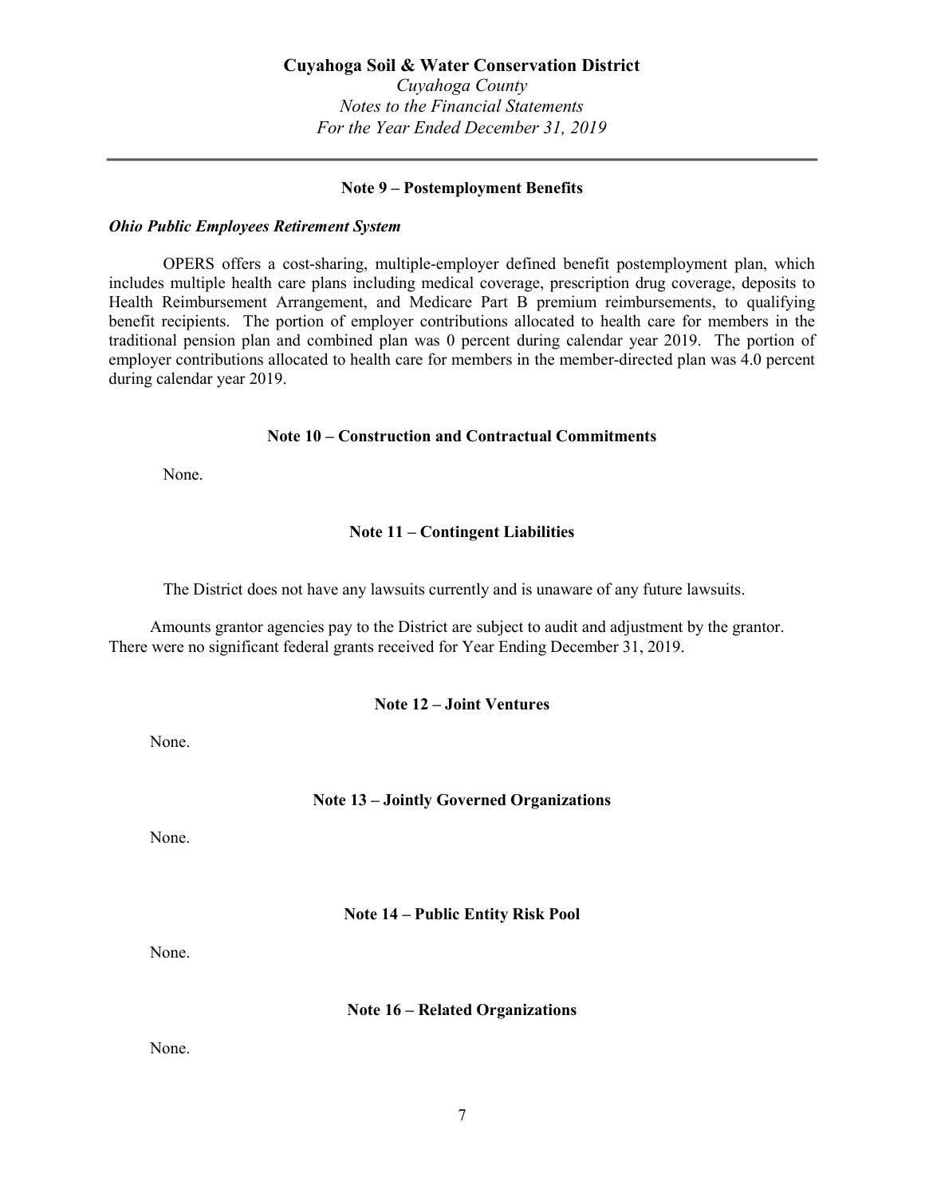## Note 9 – Postemployment Benefits

***Ohio Public Employees Retirement System***

OPERS offers a cost-sharing, multiple-employer defined benefit postemployment plan, which includes multiple health care plans including medical coverage, prescription drug coverage, deposits to Health Reimbursement Arrangement, and Medicare Part B premium reimbursements, to qualifying benefit recipients. The portion of employer contributions allocated to health care for members in the traditional pension plan and combined plan was 0 percent during calendar year 2019. The portion of employer contributions allocated to health care for members in the member-directed plan was 4.0 percent during calendar year 2019.

## Note 10 – Construction and Contractual Commitments

None.

## Note 11 – Contingent Liabilities

The District does not have any lawsuits currently and is unaware of any future lawsuits.

Amounts grantor agencies pay to the District are subject to audit and adjustment by the grantor. There were no significant federal grants received for Year Ending December 31, 2019.

## Note 12 – Joint Ventures

None.

## Note 13 – Jointly Governed Organizations

None.

## Note 14 – Public Entity Risk Pool

None.

## Note 16 – Related Organizations

None.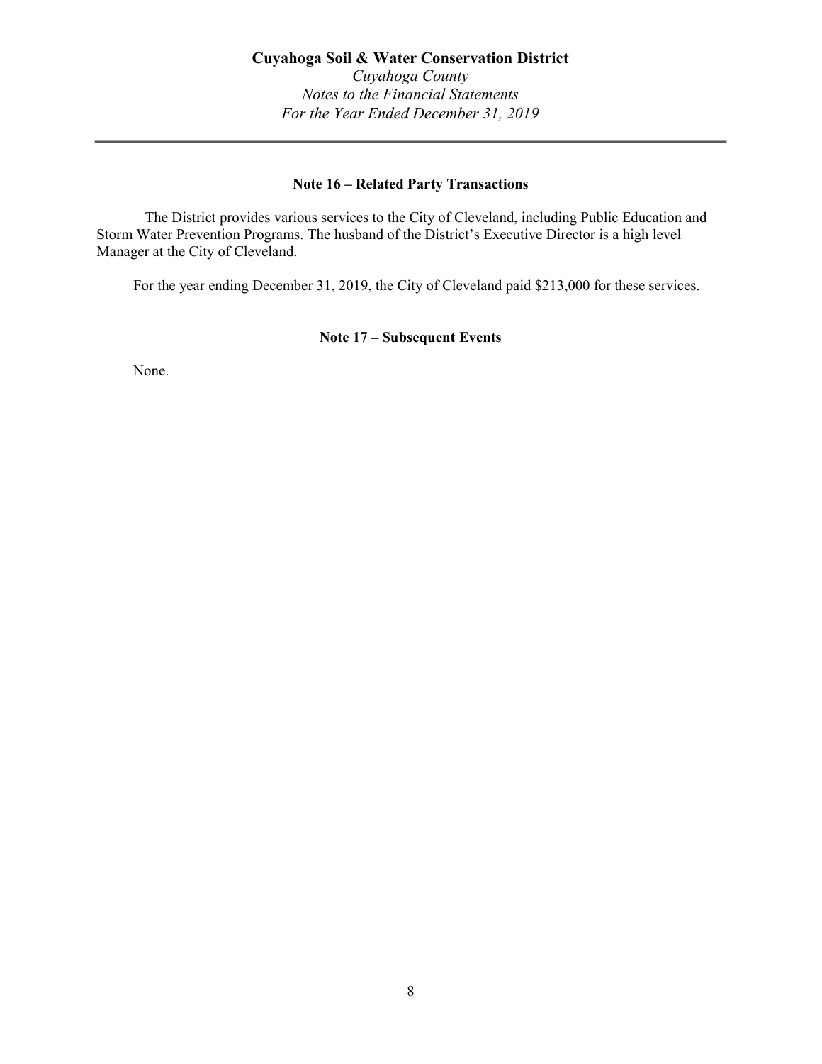### Note 16 – Related Party Transactions

The District provides various services to the City of Cleveland, including Public Education and Storm Water Prevention Programs. The husband of the District's Executive Director is a high level Manager at the City of Cleveland.

For the year ending December 31, 2019, the City of Cleveland paid $213,000 for these services.

### Note 17 – Subsequent Events

None.